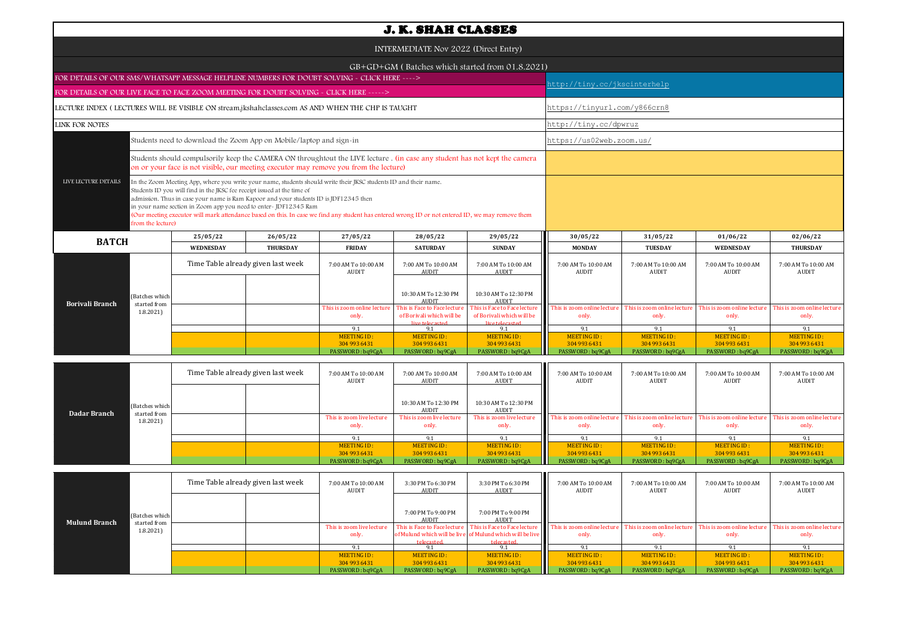# J. K. SHAH CLASSES

INTERMEDIATE Nov 2022 (Direct Entry)

GB+GD+GM ( Batches which started from 01.8.2021)

| | |
|---|---|
| FOR DETAILS OF OUR SMS/WHATSAPP MESSAGE HELPLINE NUMBERS FOR DOUBT SOLVING - CLICK HERE ----> FOR DETAILS OF OUR LIVE FACE TO FACE ZOOM MEETING FOR DOUBT SOLVING - CLICK HERE -----> | http://tiny.cc/jkscinterhelp |
| LECTURE INDEX ( LECTURES WILL BE VISIBLE ON stream.jkshahclasses.com AS AND WHEN THE CHP IS TAUGHT | https://tinyurl.com/y866crn8 |
| LINK FOR NOTES | http://tiny.cc/dpwruz |

**LIVE LECTURE DETAILS**

- Students need to download the Zoom App on Mobile/laptop and sign-in — https://us02web.zoom.us/
- Students should compulsorily keep the CAMERA ON throughtout the LIVE lecture . (in case any student has not kept the camera on or your face is not visible, our meeting executor may remove you from the lecture)
- In the Zoom Meeting App, where you write your name, students should write their JKSC students ID and their name. Students ID you will find in the JKSC fee receipt issued at the time of admission. Thus in case your name is Ram Kapoor and your students ID is JDF12345 then in your name section in Zoom app you need to enter- JDF12345 Ram (Our meeting executor will mark attendance based on this. In case we find any student has entered wrong ID or not entered ID, we may remove them from the lecture)

| BATCH | | 25/05/22 WEDNESDAY | 26/05/22 THURSDAY | 27/05/22 FRIDAY | 28/05/22 SATURDAY | 29/05/22 SUNDAY | 30/05/22 MONDAY | 31/05/22 TUESDAY | 01/06/22 WEDNESDAY | 02/06/22 THURSDAY |
|---|---|---|---|---|---|---|---|---|---|---|
| **Borivali Branch** | (Batches which started from 1.8.2021) | Time Table already given last week | | 7:00 AM To 10:00 AM AUDIT | 7:00 AM To 10:00 AM AUDIT | 7:00 AM To 10:00 AM AUDIT | 7:00 AM To 10:00 AM AUDIT | 7:00 AM To 10:00 AM AUDIT | 7:00 AM To 10:00 AM AUDIT | 7:00 AM To 10:00 AM AUDIT |
| | | | | | 10:30 AM To 12:30 PM AUDIT | 10:30 AM To 12:30 PM AUDIT | | | | |
| | | | | This is zoom online lecture only. | This is Face to Face lecture of Borivali which will be live telecasted. | This is Face to Face lecture of Borivali which will be live telecasted. | This is zoom online lecture only. | This is zoom online lecture only. | This is zoom online lecture only. | This is zoom online lecture only. |
| | | | | 9.1 | 9.1 | 9.1 | 9.1 | 9.1 | 9.1 | 9.1 |
| | | | | MEETING ID : 304 993 6431 | MEETING ID : 304 993 6431 | MEETING ID : 304 993 6431 | MEETING ID : 304 993 6431 | MEETING ID : 304 993 6431 | MEETING ID : 304 993 6431 | MEETING ID : 304 993 6431 |
| | | | | PASSWORD : bq9CgA | PASSWORD : bq9CgA | PASSWORD : bq9CgA | PASSWORD : bq9CgA | PASSWORD : bq9CgA | PASSWORD : bq9CgA | PASSWORD : bq9CgA |
| **Dadar Branch** | (Batches which started from 1.8.2021) | Time Table already given last week | | 7:00 AM To 10:00 AM AUDIT | 7:00 AM To 10:00 AM AUDIT | 7:00 AM To 10:00 AM AUDIT | 7:00 AM To 10:00 AM AUDIT | 7:00 AM To 10:00 AM AUDIT | 7:00 AM To 10:00 AM AUDIT | 7:00 AM To 10:00 AM AUDIT |
| | | | | | 10:30 AM To 12:30 PM AUDIT | 10:30 AM To 12:30 PM AUDIT | | | | |
| | | | | This is zoom live lecture only. | This is zoom live lecture only. | This is zoom live lecture only. | This is zoom online lecture only. | This is zoom online lecture only. | This is zoom online lecture only. | This is zoom online lecture only. |
| | | | | 9.1 | 9.1 | 9.1 | 9.1 | 9.1 | 9.1 | 9.1 |
| | | | | MEETING ID : 304 993 6431 | MEETING ID : 304 993 6431 | MEETING ID : 304 993 6431 | MEETING ID : 304 993 6431 | MEETING ID : 304 993 6431 | MEETING ID : 304 993 6431 | MEETING ID : 304 993 6431 |
| | | | | PASSWORD : bq9CgA | PASSWORD : bq9CgA | PASSWORD : bq9CgA | PASSWORD : bq9CgA | PASSWORD : bq9CgA | PASSWORD : bq9CgA | PASSWORD : bq9CgA |
| **Mulund Branch** | (Batches which started from 1.8.2021) | Time Table already given last week | | 7:00 AM To 10:00 AM AUDIT | 3:30 PM To 6:30 PM AUDIT | 3:30 PM To 6:30 PM AUDIT | 7:00 AM To 10:00 AM AUDIT | 7:00 AM To 10:00 AM AUDIT | 7:00 AM To 10:00 AM AUDIT | 7:00 AM To 10:00 AM AUDIT |
| | | | | | 7:00 PM To 9:00 PM AUDIT | 7:00 PM To 9:00 PM AUDIT | | | | |
| | | | | This is zoom live lecture only. | This is Face to Face lecture of Mulund which will be live telecasted. | This is Face to Face lecture of Mulund which will be live telecasted. | This is zoom online lecture only. | This is zoom online lecture only. | This is zoom online lecture only. | This is zoom online lecture only. |
| | | | | 9.1 | 9.1 | 9.1 | 9.1 | 9.1 | 9.1 | 9.1 |
| | | | | MEETING ID : 304 993 6431 | MEETING ID : 304 993 6431 | MEETING ID : 304 993 6431 | MEETING ID : 304 993 6431 | MEETING ID : 304 993 6431 | MEETING ID : 304 993 6431 | MEETING ID : 304 993 6431 |
| | | | | PASSWORD : bq9CgA | PASSWORD : bq9CgA | PASSWORD : bq9CgA | PASSWORD : bq9CgA | PASSWORD : bq9CgA | PASSWORD : bq9CgA | PASSWORD : bq9CgA |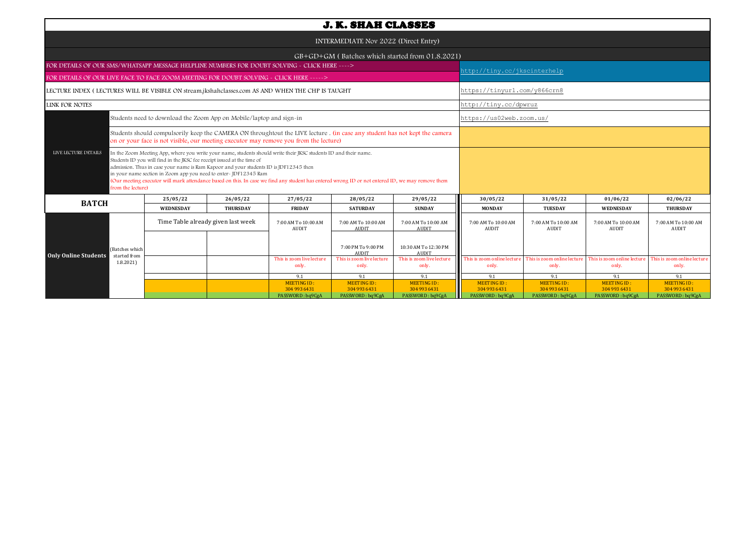# J. K. SHAH CLASSES

INTERMEDIATE Nov 2022 (Direct Entry)

GB+GD+GM ( Batches which started from 01.8.2021)

| | |
|---|---|
| FOR DETAILS OF OUR SMS/WHATSAPP MESSAGE HELPLINE NUMBERS FOR DOUBT SOLVING - CLICK HERE ----> | http://tiny.cc/jkscinterhelp |
| FOR DETAILS OF OUR LIVE FACE TO FACE ZOOM MEETING FOR DOUBT SOLVING - CLICK HERE -----> | |
| LECTURE INDEX ( LECTURES WILL BE VISIBLE ON stream.jkshahclasses.com AS AND WHEN THE CHP IS TAUGHT | https://tinyurl.com/y866crn8 |
| LINK FOR NOTES | http://tiny.cc/dpwruz |

| | | |
|---|---|---|
| LIVE LECTURE DETAILS | Students need to download the Zoom App on Mobile/laptop and sign-in | https://us02web.zoom.us/ |
| | Students should compulsorily keep the CAMERA ON throughtout the LIVE lecture . (in case any student has not kept the camera on or your face is not visible, our meeting executor may remove you from the lecture) | |
| | In the Zoom Meeting App, where you write your name, students should write their JKSC students ID and their name. Students ID you will find in the JKSC fee receipt issued at the time of admission. Thus in case your name is Ram Kapoor and your students ID is JDF12345 then in your name section in Zoom app you need to enter- JDF12345 Ram (Our meeting executor will mark attendance based on this. In case we find any student has entered wrong ID or not entered ID, we may remove them from the lecture) | |

| BATCH | | 25/05/22 | 26/05/22 | 27/05/22 | 28/05/22 | 29/05/22 | 30/05/22 | 31/05/22 | 01/06/22 | 02/06/22 |
|---|---|---|---|---|---|---|---|---|---|---|
| | | WEDNESDAY | THURSDAY | FRIDAY | SATURDAY | SUNDAY | MONDAY | TUESDAY | WEDNESDAY | THURSDAY |
| Only Online Students | (Batches which started from 1.8.2021) | Time Table already given last week | | 7:00 AM To 10:00 AM AUDIT | 7:00 AM To 10:00 AM AUDIT | 7:00 AM To 10:00 AM AUDIT | 7:00 AM To 10:00 AM AUDIT | 7:00 AM To 10:00 AM AUDIT | 7:00 AM To 10:00 AM AUDIT | 7:00 AM To 10:00 AM AUDIT |
| | | | | | 7:00 PM To 9:00 PM AUDIT | 10:30 AM To 12:30 PM AUDIT | | | | |
| | | | | This is zoom live lecture only. | This is zoom live lecture only. | This is zoom live lecture only. | This is zoom online lecture only. | This is zoom online lecture only. | This is zoom online lecture only. | This is zoom online lecture only. |
| | | | | 9.1 | 9.1 | 9.1 | 9.1 | 9.1 | 9.1 | 9.1 |
| | | | | MEETING ID : 304 993 6431 | MEETING ID : 304 993 6431 | MEETING ID : 304 993 6431 | MEETING ID : 304 993 6431 | MEETING ID : 304 993 6431 | MEETING ID : 304 993 6431 | MEETING ID : 304 993 6431 |
| | | | | PASSWORD : bq9CgA | PASSWORD : bq9CgA | PASSWORD : bq9CgA | PASSWORD : bq9CgA | PASSWORD : bq9CgA | PASSWORD : bq9CgA | PASSWORD : bq9CgA |